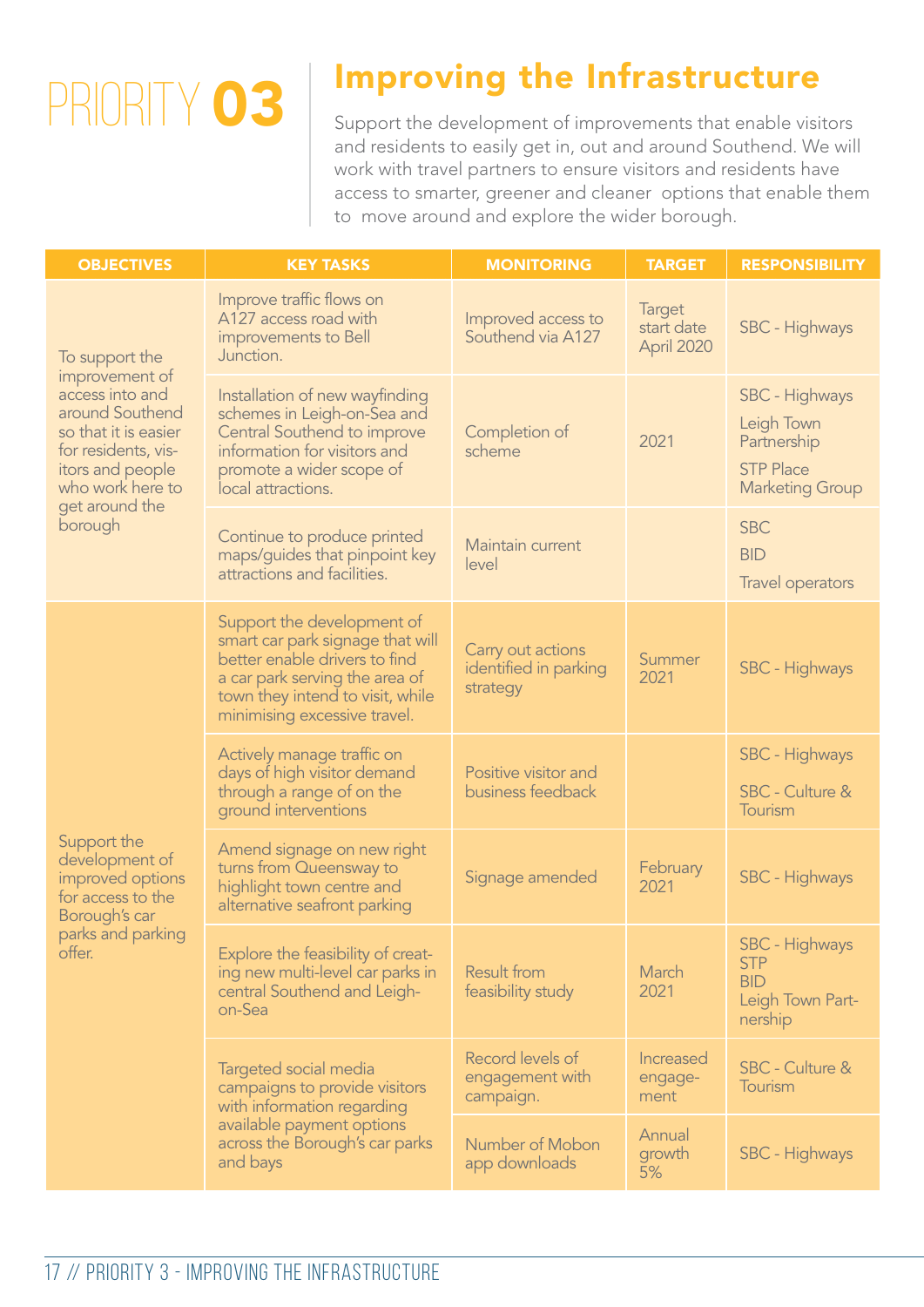# PRIORITY 03

## Improving the Infrastructure

Support the development of improvements that enable visitors and residents to easily get in, out and around Southend. We will work with travel partners to ensure visitors and residents have access to smarter, greener and cleaner options that enable them to move around and explore the wider borough.

| OBJECTIVES | KEY TASKS | MONITORING | TARGET | RESPONSIBILITY |
|---|---|---|---|---|
| To support the improvement of access into and around Southend so that it is easier for residents, visitors and people who work here to get around the borough | Improve traffic flows on A127 access road with improvements to Bell Junction. | Improved access to Southend via A127 | Target start date April 2020 | SBC - Highways |
| | Installation of new wayfinding schemes in Leigh-on-Sea and Central Southend to improve information for visitors and promote a wider scope of local attractions. | Completion of scheme | 2021 | SBC - Highways<br>Leigh Town Partnership<br>STP Place Marketing Group |
| | Continue to produce printed maps/guides that pinpoint key attractions and facilities. | Maintain current level | | SBC<br>BID<br>Travel operators |
| Support the development of improved options for access to the Borough's car parks and parking offer. | Support the development of smart car park signage that will better enable drivers to find a car park serving the area of town they intend to visit, while minimising excessive travel. | Carry out actions identified in parking strategy | Summer 2021 | SBC - Highways |
| | Actively manage traffic on days of high visitor demand through a range of on the ground interventions | Positive visitor and business feedback | | SBC - Highways<br>SBC - Culture & Tourism |
| | Amend signage on new right turns from Queensway to highlight town centre and alternative seafront parking | Signage amended | February 2021 | SBC - Highways |
| | Explore the feasibility of creating new multi-level car parks in central Southend and Leigh-on-Sea | Result from feasibility study | March 2021 | SBC - Highways<br>STP<br>BID<br>Leigh Town Partnership |
| | Targeted social media campaigns to provide visitors with information regarding available payment options across the Borough's car parks and bays | Record levels of engagement with campaign. | Increased engagement | SBC - Culture & Tourism |
| | | Number of Mobon app downloads | Annual growth 5% | SBC - Highways |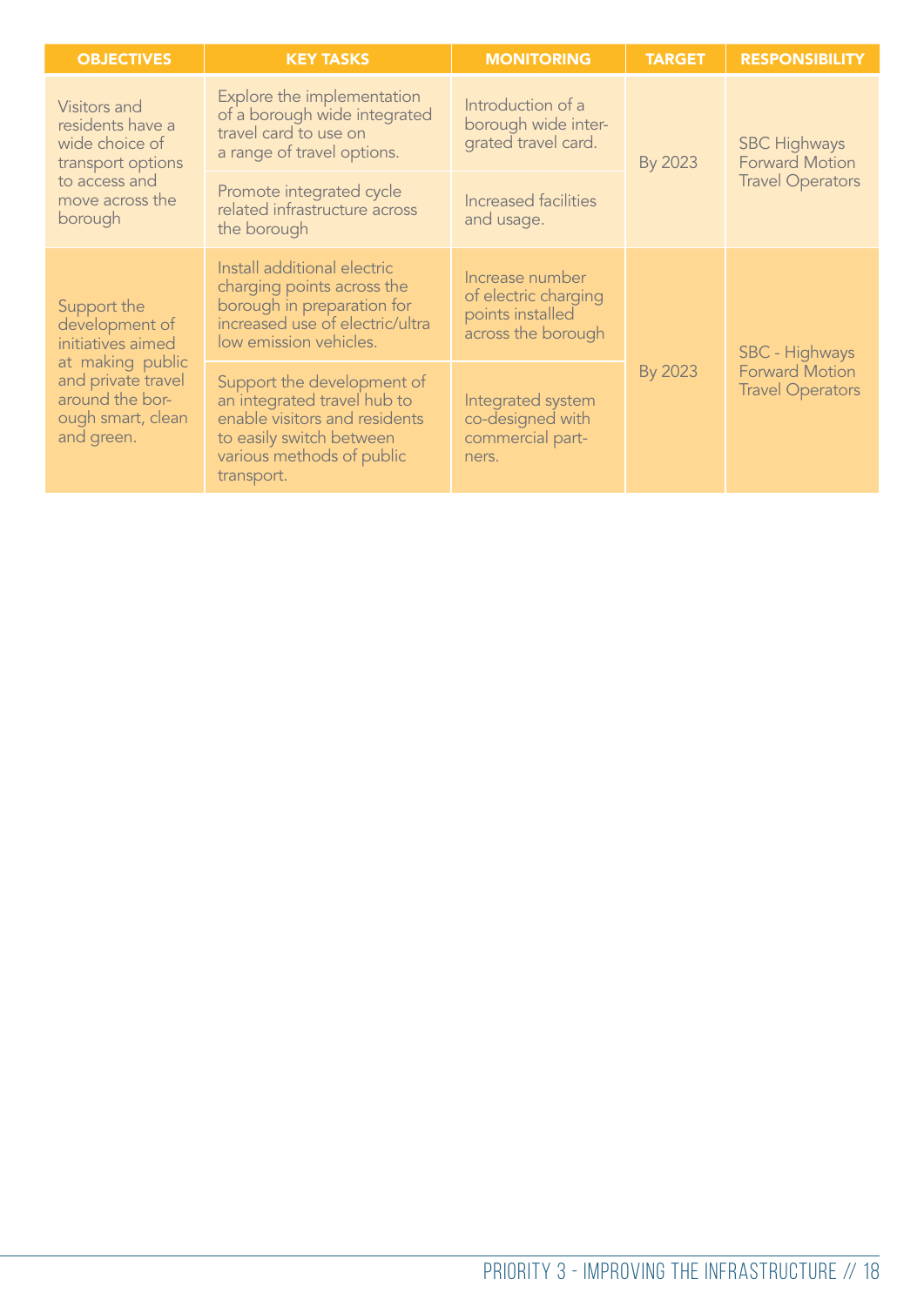| OBJECTIVES | KEY TASKS | MONITORING | TARGET | RESPONSIBILITY |
| --- | --- | --- | --- | --- |
| Visitors and residents have a wide choice of transport options to access and move across the borough | Explore the implementation of a borough wide integrated travel card to use on a range of travel options. | Introduction of a borough wide inter-grated travel card. | By 2023 | SBC Highways Forward Motion Travel Operators |
| | Promote integrated cycle related infrastructure across the borough | Increased facilities and usage. | | |
| Support the development of initiatives aimed at making public and private travel around the bor-ough smart, clean and green. | Install additional electric charging points across the borough in preparation for increased use of electric/ultra low emission vehicles. | Increase number of electric charging points installed across the borough | By 2023 | SBC - Highways Forward Motion Travel Operators |
| | Support the development of an integrated travel hub to enable visitors and residents to easily switch between various methods of public transport. | Integrated system co-designed with commercial part-ners. | | |